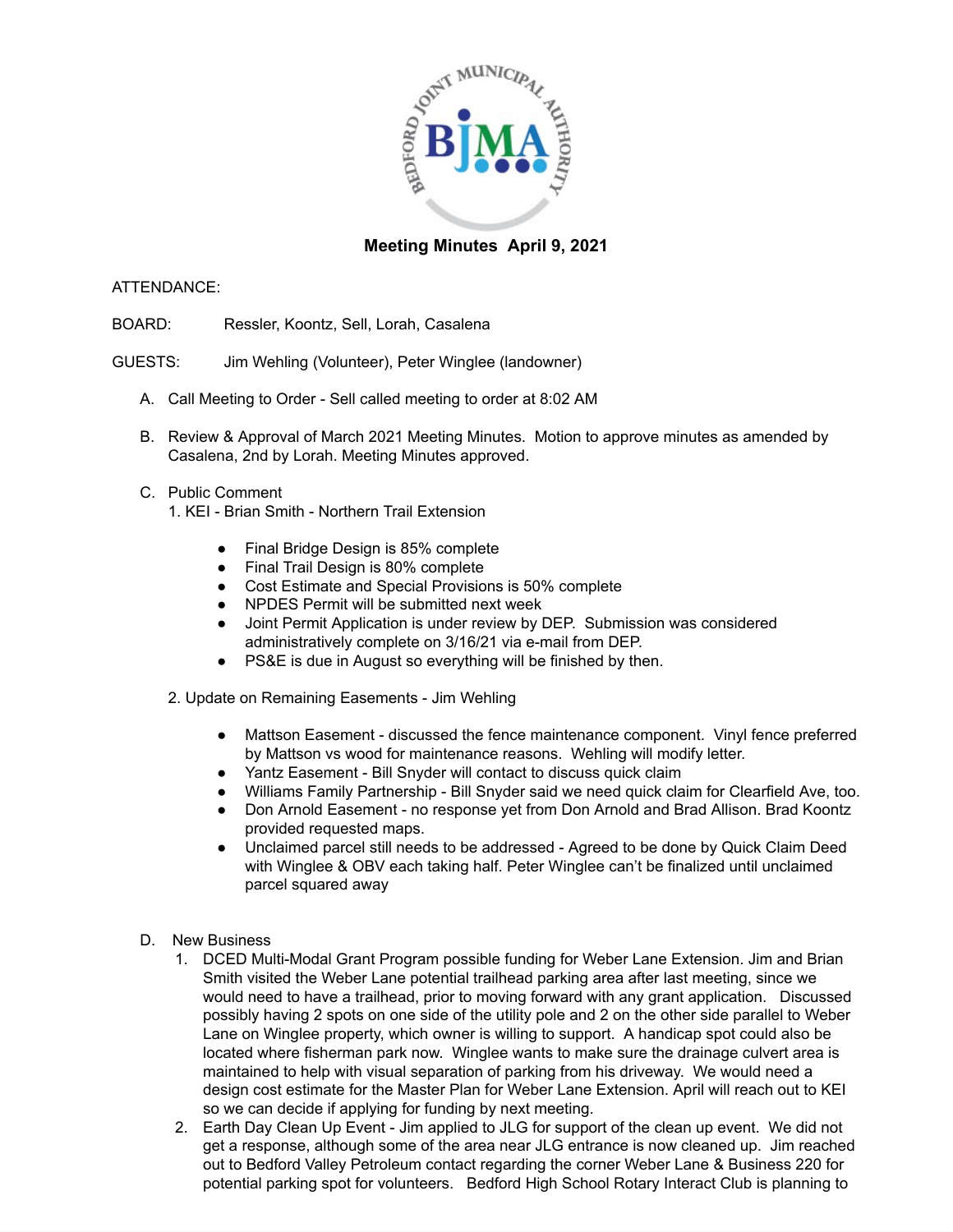## Meeting Minutes April 9, 2021

ATTENDANCE:

BOARD: Ressler, Koontz, Sell, Lorah, Casalena

GUESTS: Jim Wehling (Volunteer), Peter Winglee (landowner)

A. Call Meeting to Order - Sell called meeting to order at 8:02 AM

B. Review & Approval of March 2021 Meeting Minutes. Motion to approve minutes as amended by Casalena, 2nd by Lorah. Meeting Minutes approved.

C. Public Comment

1. KEI - Brian Smith - Northern Trail Extension

- Final Bridge Design is 85% complete
- Final Trail Design is 80% complete
- Cost Estimate and Special Provisions is 50% complete
- NPDES Permit will be submitted next week
- Joint Permit Application is under review by DEP. Submission was considered administratively complete on 3/16/21 via e-mail from DEP.
- PS&E is due in August so everything will be finished by then.

2. Update on Remaining Easements - Jim Wehling

- Mattson Easement - discussed the fence maintenance component. Vinyl fence preferred by Mattson vs wood for maintenance reasons. Wehling will modify letter.
- Yantz Easement - Bill Snyder will contact to discuss quick claim
- Williams Family Partnership - Bill Snyder said we need quick claim for Clearfield Ave, too.
- Don Arnold Easement - no response yet from Don Arnold and Brad Allison. Brad Koontz provided requested maps.
- Unclaimed parcel still needs to be addressed - Agreed to be done by Quick Claim Deed with Winglee & OBV each taking half. Peter Winglee can't be finalized until unclaimed parcel squared away

D. New Business

1. DCED Multi-Modal Grant Program possible funding for Weber Lane Extension. Jim and Brian Smith visited the Weber Lane potential trailhead parking area after last meeting, since we would need to have a trailhead, prior to moving forward with any grant application. Discussed possibly having 2 spots on one side of the utility pole and 2 on the other side parallel to Weber Lane on Winglee property, which owner is willing to support. A handicap spot could also be located where fisherman park now. Winglee wants to make sure the drainage culvert area is maintained to help with visual separation of parking from his driveway. We would need a design cost estimate for the Master Plan for Weber Lane Extension. April will reach out to KEI so we can decide if applying for funding by next meeting.
2. Earth Day Clean Up Event - Jim applied to JLG for support of the clean up event. We did not get a response, although some of the area near JLG entrance is now cleaned up. Jim reached out to Bedford Valley Petroleum contact regarding the corner Weber Lane & Business 220 for potential parking spot for volunteers. Bedford High School Rotary Interact Club is planning to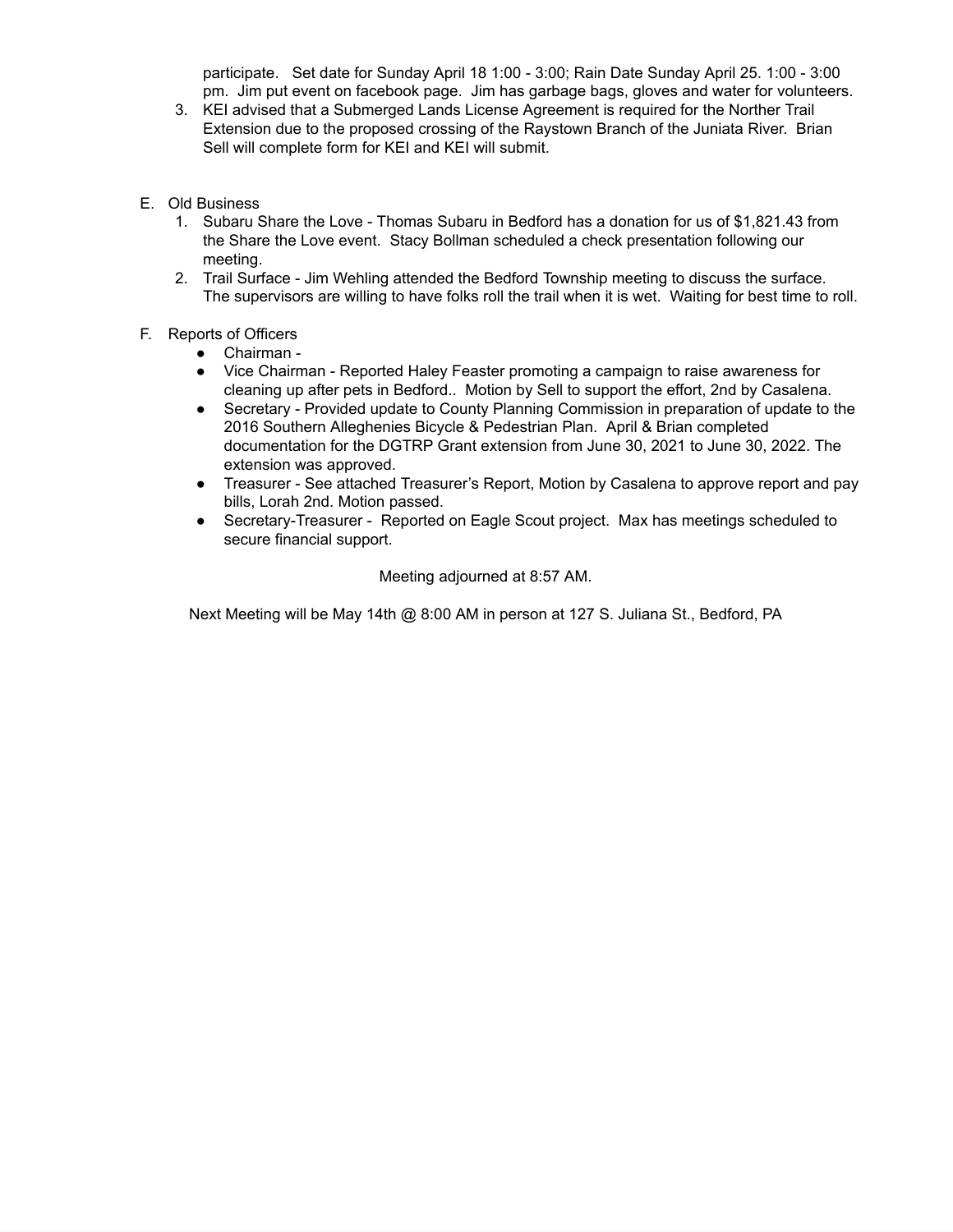participate. Set date for Sunday April 18 1:00 - 3:00; Rain Date Sunday April 25. 1:00 - 3:00 pm. Jim put event on facebook page. Jim has garbage bags, gloves and water for volunteers.

3. KEI advised that a Submerged Lands License Agreement is required for the Norther Trail Extension due to the proposed crossing of the Raystown Branch of the Juniata River. Brian Sell will complete form for KEI and KEI will submit.

E. Old Business

1. Subaru Share the Love - Thomas Subaru in Bedford has a donation for us of $1,821.43 from the Share the Love event. Stacy Bollman scheduled a check presentation following our meeting.
2. Trail Surface - Jim Wehling attended the Bedford Township meeting to discuss the surface. The supervisors are willing to have folks roll the trail when it is wet. Waiting for best time to roll.

F. Reports of Officers

- Chairman -
- Vice Chairman - Reported Haley Feaster promoting a campaign to raise awareness for cleaning up after pets in Bedford.. Motion by Sell to support the effort, 2nd by Casalena.
- Secretary - Provided update to County Planning Commission in preparation of update to the 2016 Southern Alleghenies Bicycle & Pedestrian Plan. April & Brian completed documentation for the DGTRP Grant extension from June 30, 2021 to June 30, 2022. The extension was approved.
- Treasurer - See attached Treasurer's Report, Motion by Casalena to approve report and pay bills, Lorah 2nd. Motion passed.
- Secretary-Treasurer - Reported on Eagle Scout project. Max has meetings scheduled to secure financial support.

Meeting adjourned at 8:57 AM.

Next Meeting will be May 14th @ 8:00 AM in person at 127 S. Juliana St., Bedford, PA